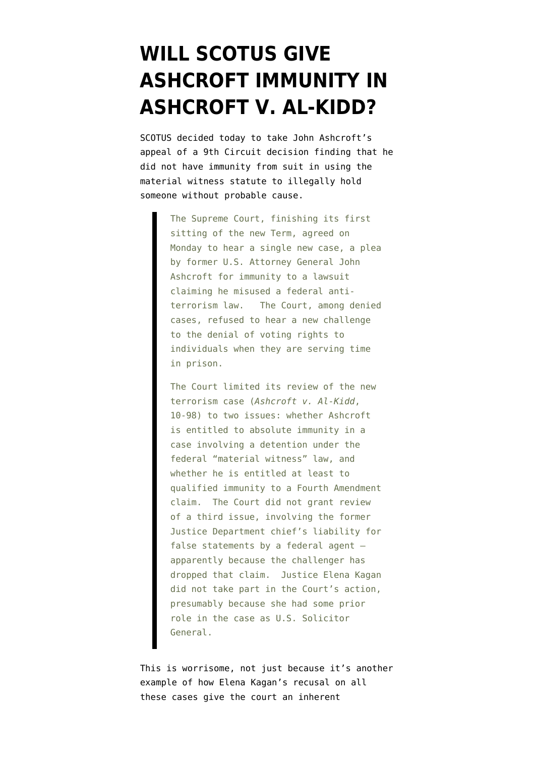# WILL SCOTUS GIVE ASHCROFT IMMUNITY IN ASHCROFT V. AL-KIDD?

SCOTUS decided today to take John Ashcroft's appeal of a 9th Circuit decision finding that he did not have immunity from suit in using the material witness statute to illegally hold someone without probable cause.

> The Supreme Court, finishing its first sitting of the new Term, agreed on Monday to hear a single new case, a plea by former U.S. Attorney General John Ashcroft for immunity to a lawsuit claiming he misused a federal anti-terrorism law. The Court, among denied cases, refused to hear a new challenge to the denial of voting rights to individuals when they are serving time in prison.
>
> The Court limited its review of the new terrorism case (*Ashcroft v. Al-Kidd*, 10-98) to two issues: whether Ashcroft is entitled to absolute immunity in a case involving a detention under the federal "material witness" law, and whether he is entitled at least to qualified immunity to a Fourth Amendment claim. The Court did not grant review of a third issue, involving the former Justice Department chief's liability for false statements by a federal agent — apparently because the challenger has dropped that claim. Justice Elena Kagan did not take part in the Court's action, presumably because she had some prior role in the case as U.S. Solicitor General.

This is worrisome, not just because it's another example of how Elena Kagan's recusal on all these cases give the court an inherent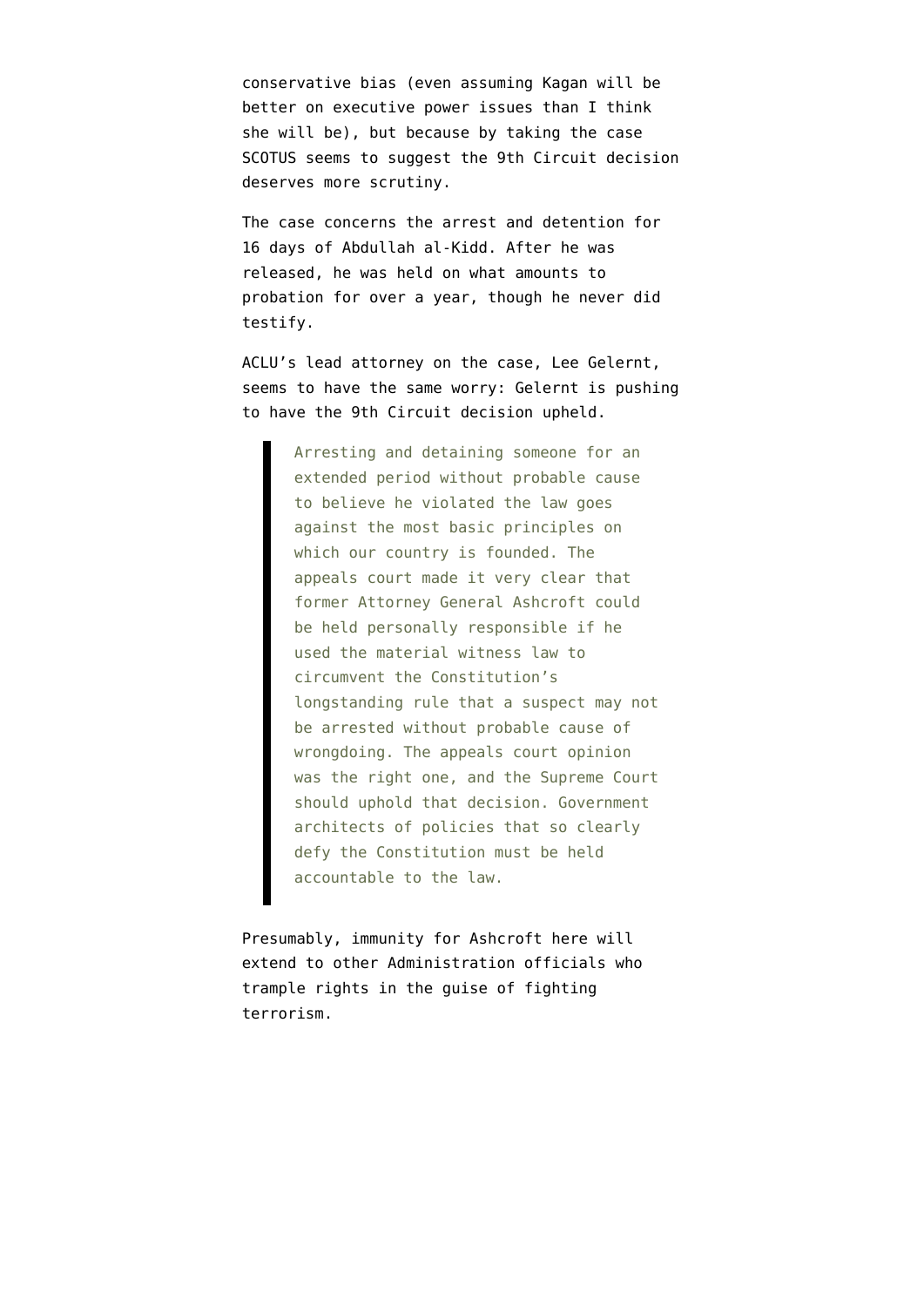conservative bias (even assuming Kagan will be better on executive power issues than I think she will be), but because by taking the case SCOTUS seems to suggest the 9th Circuit decision deserves more scrutiny.

The case concerns the arrest and detention for 16 days of Abdullah al-Kidd. After he was released, he was held on what amounts to probation for over a year, though he never did testify.

ACLU's lead attorney on the case, Lee Gelernt, seems to have the same worry: Gelernt is pushing to have the 9th Circuit decision upheld.

> Arresting and detaining someone for an extended period without probable cause to believe he violated the law goes against the most basic principles on which our country is founded. The appeals court made it very clear that former Attorney General Ashcroft could be held personally responsible if he used the material witness law to circumvent the Constitution's longstanding rule that a suspect may not be arrested without probable cause of wrongdoing. The appeals court opinion was the right one, and the Supreme Court should uphold that decision. Government architects of policies that so clearly defy the Constitution must be held accountable to the law.

Presumably, immunity for Ashcroft here will extend to other Administration officials who trample rights in the guise of fighting terrorism.